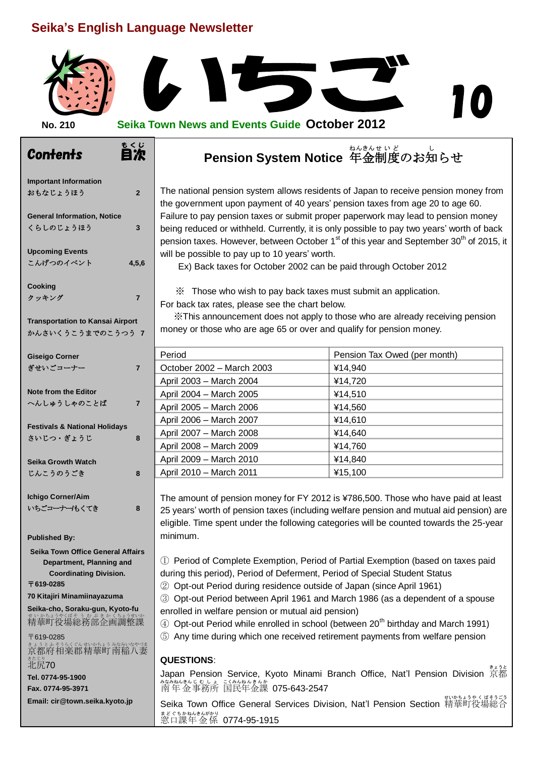# Seika's English Language Newsletter

# いちご 10

No. 210 **Seika Town News and Events Guide** **October 2012**

## Contents 目次

**Important Information**
おもなじょうほう 2

**General Information, Notice**
くらしのじょうほう 3

**Upcoming Events**
こんげつのイベント 4,5,6

**Cooking**
クッキング 7

**Transportation to Kansai Airport**
かんさいくうこうまでのこうつう 7

**Giseigo Corner**
ぎせいごコーナー 7

**Note from the Editor**
へんしゅうしゃのことば 7

**Festivals & National Holidays**
さいじつ・ぎょうじ 8

**Seika Growth Watch**
じんこうのうごき 8

**Ichigo Corner/Aim**
いちごコーナー/もくてき 8

**Published By:**

**Seika Town Office General Affairs Department, Planning and Coordinating Division.**
**〒619-0285**
**70 Kitajiri Minamiinayazuma**
**Seika-cho, Soraku-gun, Kyoto-fu**
精華町役場総務部企画調整課
〒619-0285
京都府相楽郡精華町南稲八妻北尻70
**Tel. 0774-95-1900**
**Fax. 0774-95-3971**
**Email: cir@town.seika.kyoto.jp**

## Pension System Notice 年金制度のお知らせ

The national pension system allows residents of Japan to receive pension money from the government upon payment of 40 years' pension taxes from age 20 to age 60. Failure to pay pension taxes or submit proper paperwork may lead to pension money being reduced or withheld. Currently, it is only possible to pay two years' worth of back pension taxes. However, between October 1st of this year and September 30th of 2015, it will be possible to pay up to 10 years' worth.

Ex) Back taxes for October 2002 can be paid through October 2012

※ Those who wish to pay back taxes must submit an application. For back tax rates, please see the chart below.

※This announcement does not apply to those who are already receiving pension money or those who are age 65 or over and qualify for pension money.

| Period | Pension Tax Owed (per month) |
|---|---|
| October 2002 – March 2003 | ¥14,940 |
| April 2003 – March 2004 | ¥14,720 |
| April 2004 – March 2005 | ¥14,510 |
| April 2005 – March 2006 | ¥14,560 |
| April 2006 – March 2007 | ¥14,610 |
| April 2007 – March 2008 | ¥14,640 |
| April 2008 – March 2009 | ¥14,760 |
| April 2009 – March 2010 | ¥14,840 |
| April 2010 – March 2011 | ¥15,100 |

The amount of pension money for FY 2012 is ¥786,500. Those who have paid at least 25 years' worth of pension taxes (including welfare pension and mutual aid pension) are eligible. Time spent under the following categories will be counted towards the 25-year minimum.

① Period of Complete Exemption, Period of Partial Exemption (based on taxes paid during this period), Period of Deferment, Period of Special Student Status
② Opt-out Period during residence outside of Japan (since April 1961)
③ Opt-out Period between April 1961 and March 1986 (as a dependent of a spouse enrolled in welfare pension or mutual aid pension)
④ Opt-out Period while enrolled in school (between 20th birthday and March 1991)
⑤ Any time during which one received retirement payments from welfare pension

**QUESTIONS**:
Japan Pension Service, Kyoto Minami Branch Office, Nat'l Pension Division 京都南年金事務所 国民年金課 075-643-2547
Seika Town Office General Services Division, Nat'l Pension Section 精華町役場総合窓口課年金係 0774-95-1915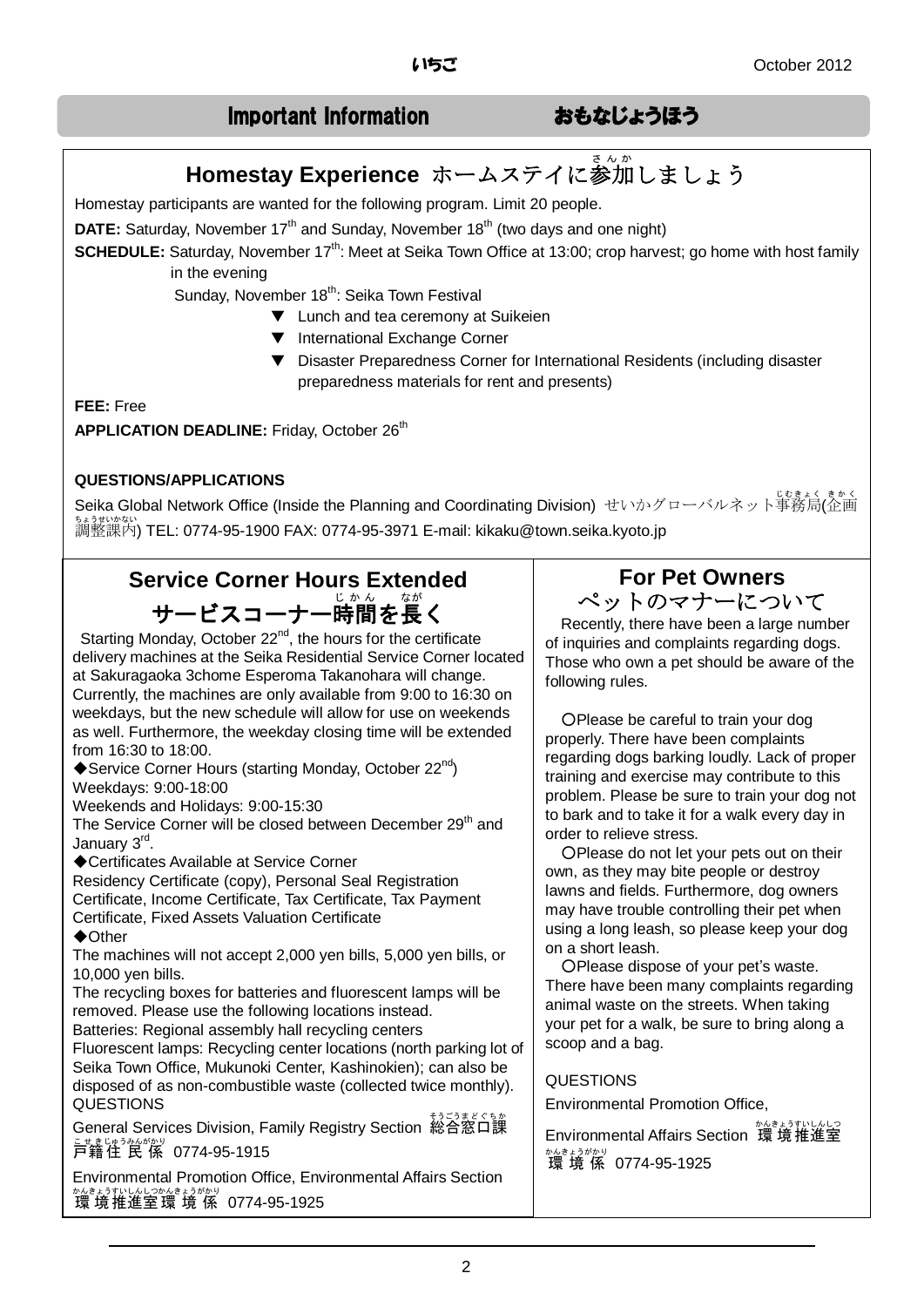## Important Information　おもなじょうほう

### Homestay Experience ホームステイに参加しましょう

Homestay participants are wanted for the following program. Limit 20 people.

**DATE:** Saturday, November 17th and Sunday, November 18th (two days and one night)

**SCHEDULE:** Saturday, November 17th: Meet at Seika Town Office at 13:00; crop harvest; go home with host family in the evening

Sunday, November 18th: Seika Town Festival

- ▼ Lunch and tea ceremony at Suikeien
- ▼ International Exchange Corner
- ▼ Disaster Preparedness Corner for International Residents (including disaster preparedness materials for rent and presents)

**FEE:** Free

**APPLICATION DEADLINE:** Friday, October 26th

**QUESTIONS/APPLICATIONS**

Seika Global Network Office (Inside the Planning and Coordinating Division) せいかグローバルネット事務局(企画調整課内) TEL: 0774-95-1900 FAX: 0774-95-3971 E-mail: kikaku@town.seika.kyoto.jp

### Service Corner Hours Extended サービスコーナー時間を長く

Starting Monday, October 22nd, the hours for the certificate delivery machines at the Seika Residential Service Corner located at Sakuragaoka 3chome Esperoma Takanohara will change. Currently, the machines are only available from 9:00 to 16:30 on weekdays, but the new schedule will allow for use on weekends as well. Furthermore, the weekday closing time will be extended from 16:30 to 18:00.

◆Service Corner Hours (starting Monday, October 22nd)
Weekdays: 9:00-18:00
Weekends and Holidays: 9:00-15:30
The Service Corner will be closed between December 29th and January 3rd.

◆Certificates Available at Service Corner
Residency Certificate (copy), Personal Seal Registration Certificate, Income Certificate, Tax Certificate, Tax Payment Certificate, Fixed Assets Valuation Certificate

◆Other
The machines will not accept 2,000 yen bills, 5,000 yen bills, or 10,000 yen bills.
The recycling boxes for batteries and fluorescent lamps will be removed. Please use the following locations instead.
Batteries: Regional assembly hall recycling centers
Fluorescent lamps: Recycling center locations (north parking lot of Seika Town Office, Mukunoki Center, Kashinokien); can also be disposed of as non-combustible waste (collected twice monthly).

QUESTIONS
General Services Division, Family Registry Section 総合窓口課戸籍住民係 0774-95-1915
Environmental Promotion Office, Environmental Affairs Section 環境推進室環境係 0774-95-1925

### For Pet Owners ペットのマナーについて

Recently, there have been a large number of inquiries and complaints regarding dogs. Those who own a pet should be aware of the following rules.

○Please be careful to train your dog properly. There have been complaints regarding dogs barking loudly. Lack of proper training and exercise may contribute to this problem. Please be sure to train your dog not to bark and to take it for a walk every day in order to relieve stress.

○Please do not let your pets out on their own, as they may bite people or destroy lawns and fields. Furthermore, dog owners may have trouble controlling their pet when using a long leash, so please keep your dog on a short leash.

○Please dispose of your pet's waste. There have been many complaints regarding animal waste on the streets. When taking your pet for a walk, be sure to bring along a scoop and a bag.

QUESTIONS
Environmental Promotion Office,
Environmental Affairs Section 環境推進室環境係 0774-95-1925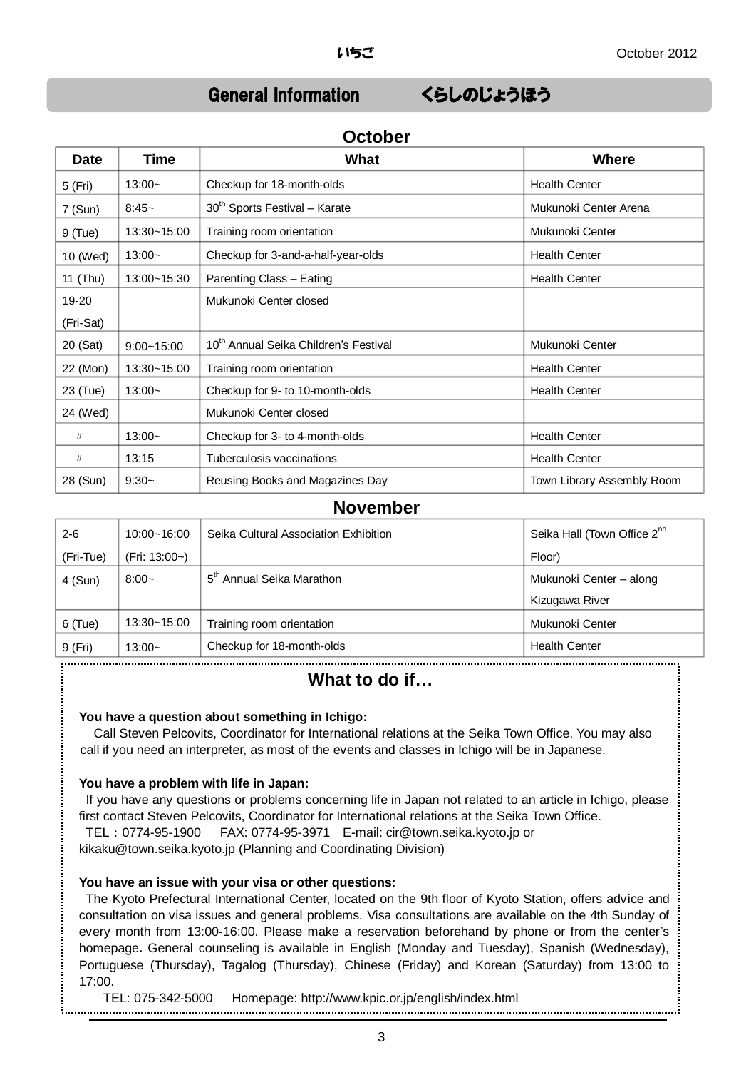# General Information　　くらしのじょうほう

## October

| Date | Time | What | Where |
|---|---|---|---|
| 5 (Fri) | 13:00~ | Checkup for 18-month-olds | Health Center |
| 7 (Sun) | 8:45~ | 30th Sports Festival – Karate | Mukunoki Center Arena |
| 9 (Tue) | 13:30~15:00 | Training room orientation | Mukunoki Center |
| 10 (Wed) | 13:00~ | Checkup for 3-and-a-half-year-olds | Health Center |
| 11 (Thu) | 13:00~15:30 | Parenting Class – Eating | Health Center |
| 19-20 (Fri-Sat) | | Mukunoki Center closed | |
| 20 (Sat) | 9:00~15:00 | 10th Annual Seika Children's Festival | Mukunoki Center |
| 22 (Mon) | 13:30~15:00 | Training room orientation | Health Center |
| 23 (Tue) | 13:00~ | Checkup for 9- to 10-month-olds | Health Center |
| 24 (Wed) | | Mukunoki Center closed | |
| 〃 | 13:00~ | Checkup for 3- to 4-month-olds | Health Center |
| 〃 | 13:15 | Tuberculosis vaccinations | Health Center |
| 28 (Sun) | 9:30~ | Reusing Books and Magazines Day | Town Library Assembly Room |

## November

| Date | Time | What | Where |
|---|---|---|---|
| 2-6 (Fri-Tue) | 10:00~16:00 (Fri: 13:00~) | Seika Cultural Association Exhibition | Seika Hall (Town Office 2nd Floor) |
| 4 (Sun) | 8:00~ | 5th Annual Seika Marathon | Mukunoki Center – along Kizugawa River |
| 6 (Tue) | 13:30~15:00 | Training room orientation | Mukunoki Center |
| 9 (Fri) | 13:00~ | Checkup for 18-month-olds | Health Center |

## What to do if…

**You have a question about something in Ichigo:**

Call Steven Pelcovits, Coordinator for International relations at the Seika Town Office. You may also call if you need an interpreter, as most of the events and classes in Ichigo will be in Japanese.

**You have a problem with life in Japan:**

If you have any questions or problems concerning life in Japan not related to an article in Ichigo, please first contact Steven Pelcovits, Coordinator for International relations at the Seika Town Office.

TEL：0774-95-1900　FAX: 0774-95-3971　E-mail: cir@town.seika.kyoto.jp or kikaku@town.seika.kyoto.jp (Planning and Coordinating Division)

**You have an issue with your visa or other questions:**

The Kyoto Prefectural International Center, located on the 9th floor of Kyoto Station, offers advice and consultation on visa issues and general problems. Visa consultations are available on the 4th Sunday of every month from 13:00-16:00. Please make a reservation beforehand by phone or from the center's homepage**.** General counseling is available in English (Monday and Tuesday), Spanish (Wednesday), Portuguese (Thursday), Tagalog (Thursday), Chinese (Friday) and Korean (Saturday) from 13:00 to 17:00.

TEL: 075-342-5000　Homepage: http://www.kpic.or.jp/english/index.html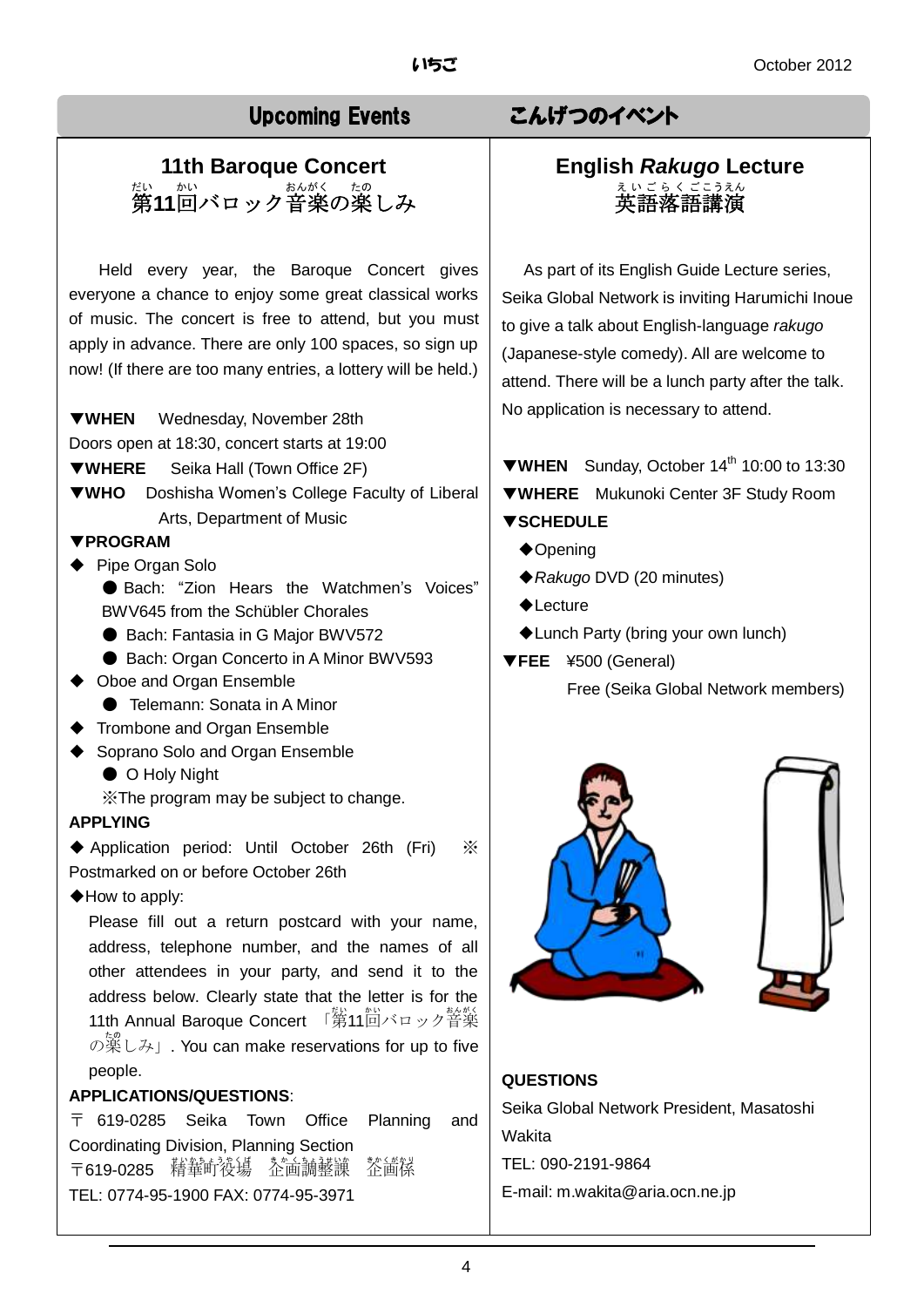## Upcoming Events　こんげつのイベント

### 11th Baroque Concert
### 第11回バロック音楽の楽しみ

Held every year, the Baroque Concert gives everyone a chance to enjoy some great classical works of music. The concert is free to attend, but you must apply in advance. There are only 100 spaces, so sign up now! (If there are too many entries, a lottery will be held.)

**▼WHEN** Wednesday, November 28th
Doors open at 18:30, concert starts at 19:00
**▼WHERE** Seika Hall (Town Office 2F)
**▼WHO** Doshisha Women's College Faculty of Liberal Arts, Department of Music
**▼PROGRAM**

- ◆ Pipe Organ Solo
  - ● Bach: "Zion Hears the Watchmen's Voices" BWV645 from the Schübler Chorales
  - ● Bach: Fantasia in G Major BWV572
  - ● Bach: Organ Concerto in A Minor BWV593
- ◆ Oboe and Organ Ensemble
  - ● Telemann: Sonata in A Minor
- ◆ Trombone and Organ Ensemble
- ◆ Soprano Solo and Organ Ensemble
  - ● O Holy Night

※The program may be subject to change.

**APPLYING**

◆ Application period: Until October 26th (Fri) ※ Postmarked on or before October 26th

◆How to apply:

Please fill out a return postcard with your name, address, telephone number, and the names of all other attendees in your party, and send it to the address below. Clearly state that the letter is for the 11th Annual Baroque Concert 「第11回バロック音楽の楽しみ」. You can make reservations for up to five people.

**APPLICATIONS/QUESTIONS**:
〒 619-0285 Seika Town Office Planning and Coordinating Division, Planning Section
〒619-0285 精華町役場 企画調整課 企画係
TEL: 0774-95-1900 FAX: 0774-95-3971

### English *Rakugo* Lecture
### 英語落語講演

As part of its English Guide Lecture series, Seika Global Network is inviting Harumichi Inoue to give a talk about English-language *rakugo* (Japanese-style comedy). All are welcome to attend. There will be a lunch party after the talk. No application is necessary to attend.

**▼WHEN** Sunday, October 14th 10:00 to 13:30
**▼WHERE** Mukunoki Center 3F Study Room
**▼SCHEDULE**

- ◆Opening
- ◆*Rakugo* DVD (20 minutes)
- ◆Lecture
- ◆Lunch Party (bring your own lunch)

**▼FEE** ¥500 (General)
Free (Seika Global Network members)

**QUESTIONS**
Seika Global Network President, Masatoshi Wakita
TEL: 090-2191-9864
E-mail: m.wakita@aria.ocn.ne.jp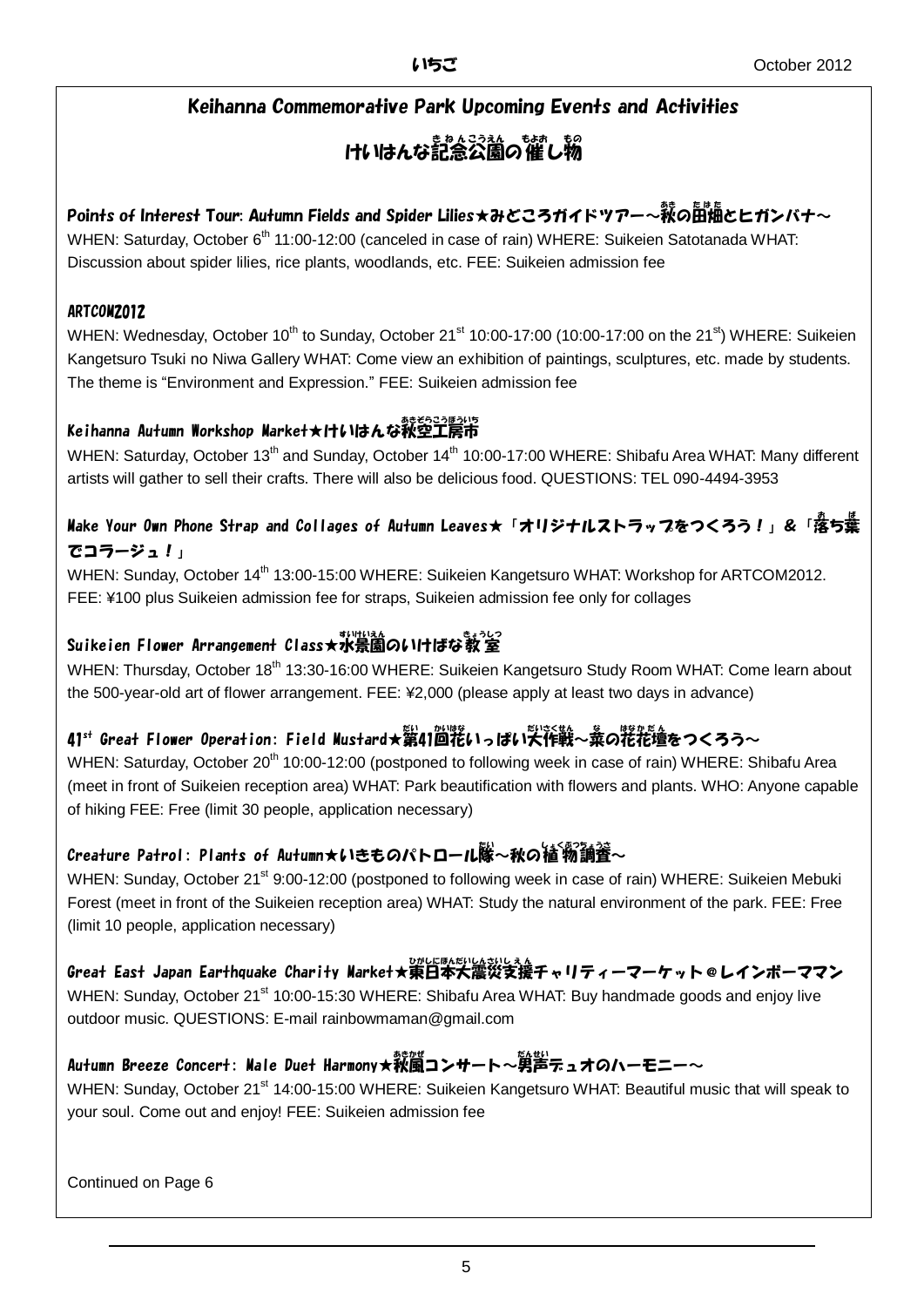## Keihanna Commemorative Park Upcoming Events and Activities

## けいはんな記念公園の催し物

### Points of Interest Tour: Autumn Fields and Spider Lilies★みどころガイドツアー～秋の田畑とヒガンバナ～

WHEN: Saturday, October 6th 11:00-12:00 (canceled in case of rain) WHERE: Suikeien Satotanada WHAT: Discussion about spider lilies, rice plants, woodlands, etc. FEE: Suikeien admission fee

### ARTCOM2012

WHEN: Wednesday, October 10th to Sunday, October 21st 10:00-17:00 (10:00-17:00 on the 21st) WHERE: Suikeien Kangetsuro Tsuki no Niwa Gallery WHAT: Come view an exhibition of paintings, sculptures, etc. made by students. The theme is "Environment and Expression." FEE: Suikeien admission fee

### Keihanna Autumn Workshop Market★けいはんな秋空工房市

WHEN: Saturday, October 13th and Sunday, October 14th 10:00-17:00 WHERE: Shibafu Area WHAT: Many different artists will gather to sell their crafts. There will also be delicious food. QUESTIONS: TEL 090-4494-3953

### Make Your Own Phone Strap and Collages of Autumn Leaves★「オリジナルストラップをつくろう！」&「落ち葉でコラージュ！」

WHEN: Sunday, October 14th 13:00-15:00 WHERE: Suikeien Kangetsuro WHAT: Workshop for ARTCOM2012. FEE: ¥100 plus Suikeien admission fee for straps, Suikeien admission fee only for collages

### Suikeien Flower Arrangement Class★水景園のいけばな教室

WHEN: Thursday, October 18th 13:30-16:00 WHERE: Suikeien Kangetsuro Study Room WHAT: Come learn about the 500-year-old art of flower arrangement. FEE: ¥2,000 (please apply at least two days in advance)

### 41st Great Flower Operation: Field Mustard★第41回花いっぱい大作戦～菜の花花壇をつくろう～

WHEN: Saturday, October 20th 10:00-12:00 (postponed to following week in case of rain) WHERE: Shibafu Area (meet in front of Suikeien reception area) WHAT: Park beautification with flowers and plants. WHO: Anyone capable of hiking FEE: Free (limit 30 people, application necessary)

### Creature Patrol: Plants of Autumn★いきものパトロール隊～秋の植物調査～

WHEN: Sunday, October 21st 9:00-12:00 (postponed to following week in case of rain) WHERE: Suikeien Mebuki Forest (meet in front of the Suikeien reception area) WHAT: Study the natural environment of the park. FEE: Free (limit 10 people, application necessary)

### Great East Japan Earthquake Charity Market★東日本大震災支援チャリティーマーケット＠レインボーママン

WHEN: Sunday, October 21st 10:00-15:30 WHERE: Shibafu Area WHAT: Buy handmade goods and enjoy live outdoor music. QUESTIONS: E-mail rainbowmaman@gmail.com

### Autumn Breeze Concert: Male Duet Harmony★秋風コンサート～男声デュオのハーモニー～

WHEN: Sunday, October 21st 14:00-15:00 WHERE: Suikeien Kangetsuro WHAT: Beautiful music that will speak to your soul. Come out and enjoy! FEE: Suikeien admission fee

Continued on Page 6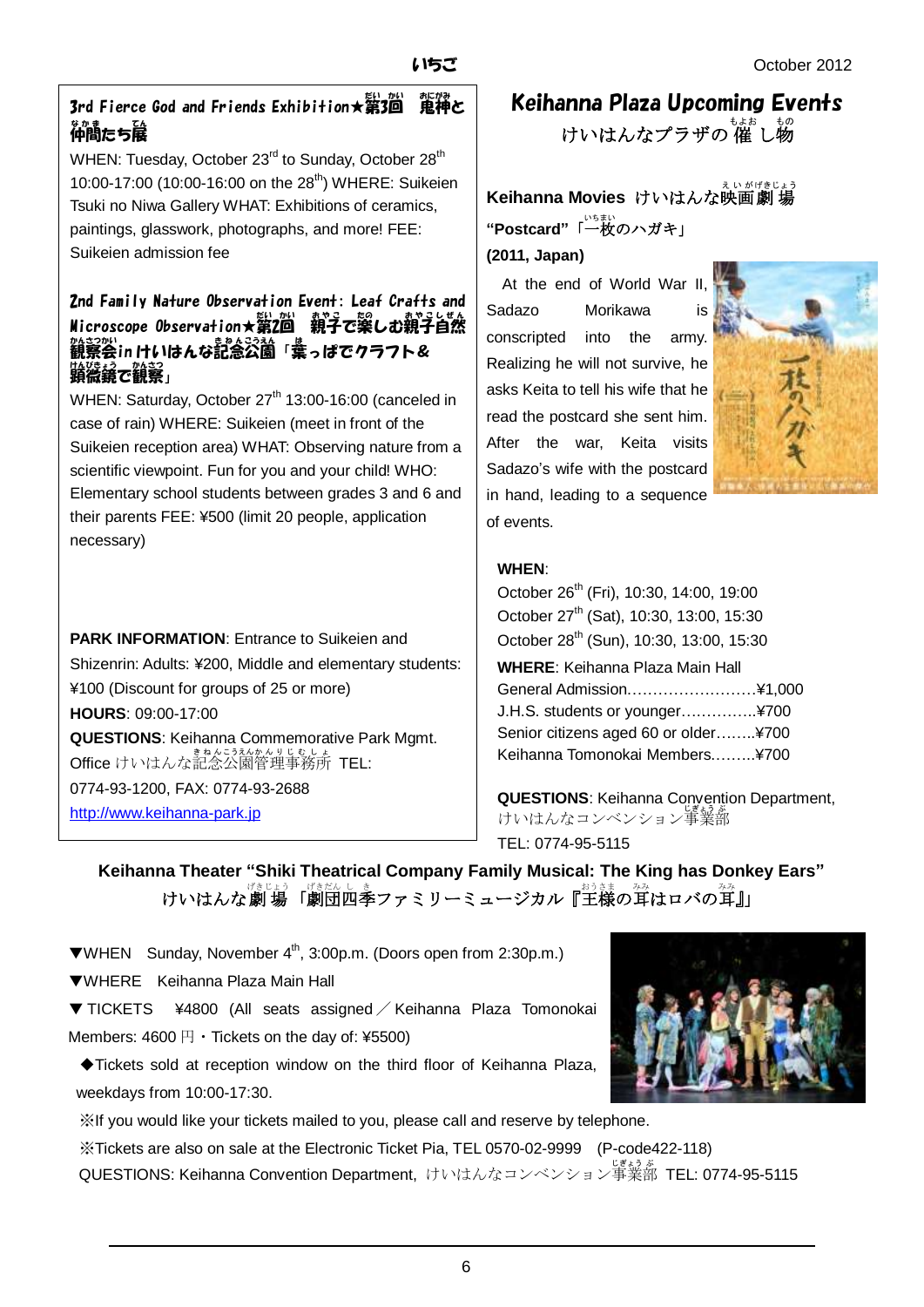## 3rd Fierce God and Friends Exhibition★第3回　鬼神と仲間たち展

WHEN: Tuesday, October 23rd to Sunday, October 28th 10:00-17:00 (10:00-16:00 on the 28th) WHERE: Suikeien Tsuki no Niwa Gallery WHAT: Exhibitions of ceramics, paintings, glasswork, photographs, and more! FEE: Suikeien admission fee

## 2nd Family Nature Observation Event: Leaf Crafts and Microscope Observation★第2回　親子で楽しむ親子自然観察会in けいはんな記念公園「葉っぱでクラフト＆顕微鏡で観察」

WHEN: Saturday, October 27th 13:00-16:00 (canceled in case of rain) WHERE: Suikeien (meet in front of the Suikeien reception area) WHAT: Observing nature from a scientific viewpoint. Fun for you and your child! WHO: Elementary school students between grades 3 and 6 and their parents FEE: ¥500 (limit 20 people, application necessary)

**PARK INFORMATION**: Entrance to Suikeien and Shizenrin: Adults: ¥200, Middle and elementary students: ¥100 (Discount for groups of 25 or more)
**HOURS**: 09:00-17:00
**QUESTIONS**: Keihanna Commemorative Park Mgmt. Office けいはんな記念公園管理事務所 TEL: 0774-93-1200, FAX: 0774-93-2688
http://www.keihanna-park.jp

# Keihanna Plaza Upcoming Events
けいはんなプラザの催し物

### Keihanna Movies けいはんな映画劇場

**"Postcard"**「一枚のハガキ」
**(2011, Japan)**

At the end of World War II, Sadazo Morikawa is conscripted into the army. Realizing he will not survive, he asks Keita to tell his wife that he read the postcard she sent him. After the war, Keita visits Sadazo's wife with the postcard in hand, leading to a sequence of events.

**WHEN**:
October 26th (Fri), 10:30, 14:00, 19:00
October 27th (Sat), 10:30, 13:00, 15:30
October 28th (Sun), 10:30, 13:00, 15:30

**WHERE**: Keihanna Plaza Main Hall
General Admission……………………..¥1,000
J.H.S. students or younger…………..¥700
Senior citizens aged 60 or older……..¥700
Keihanna Tomonokai Members………¥700

**QUESTIONS**: Keihanna Convention Department, けいはんなコンベンション事業部
TEL: 0774-95-5115

### Keihanna Theater "Shiki Theatrical Company Family Musical: The King has Donkey Ears"
### けいはんな劇場「劇団四季ファミリーミュージカル『王様の耳はロバの耳』」

▼WHEN　Sunday, November 4th, 3:00p.m. (Doors open from 2:30p.m.)
▼WHERE　Keihanna Plaza Main Hall
▼TICKETS　¥4800 (All seats assigned／Keihanna Plaza Tomonokai Members: 4600 円・Tickets on the day of: ¥5500)
◆Tickets sold at reception window on the third floor of Keihanna Plaza, weekdays from 10:00-17:30.
※If you would like your tickets mailed to you, please call and reserve by telephone.
※Tickets are also on sale at the Electronic Ticket Pia, TEL 0570-02-9999 (P-code422-118)
QUESTIONS: Keihanna Convention Department, けいはんなコンベンション事業部 TEL: 0774-95-5115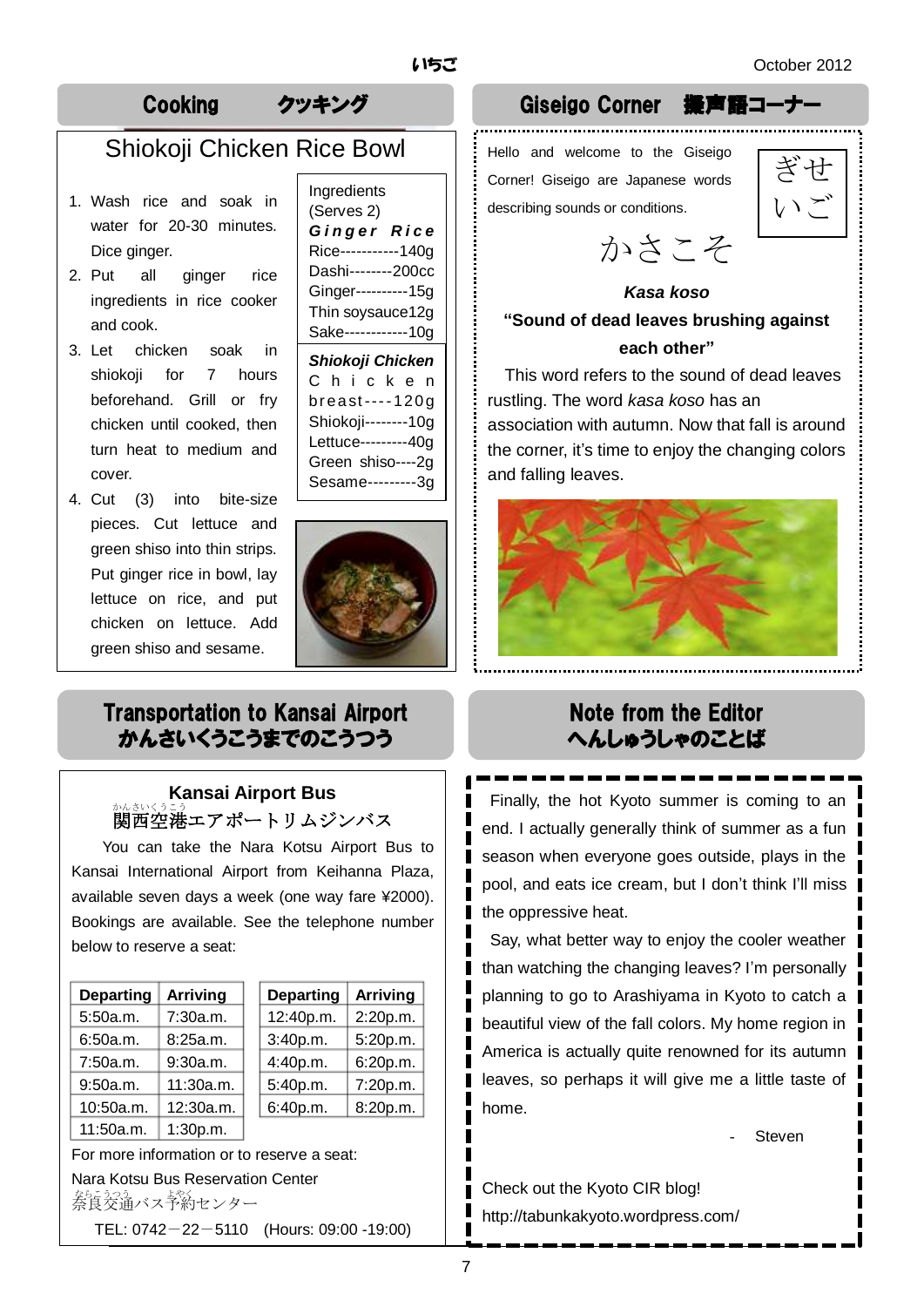## Cooking　クッキング

### Shiokoji Chicken Rice Bowl

1. Wash rice and soak in water for 20-30 minutes. Dice ginger.
2. Put all ginger rice ingredients in rice cooker and cook.
3. Let chicken soak in shiokoji for 7 hours beforehand. Grill or fry chicken until cooked, then turn heat to medium and cover.
4. Cut (3) into bite-size pieces. Cut lettuce and green shiso into thin strips. Put ginger rice in bowl, lay lettuce on rice, and put chicken on lettuce. Add green shiso and sesame.

Ingredients (Serves 2)

***Ginger Rice***
Rice-----------140g
Dashi--------200cc
Ginger----------15g
Thin soysauce12g
Sake------------10g

***Shiokoji Chicken***
Chicken breast----120g
Shiokoji--------10g
Lettuce---------40g
Green shiso----2g
Sesame---------3g

## Giseigo Corner　擬声語コーナー

Hello and welcome to the Giseigo Corner! Giseigo are Japanese words describing sounds or conditions.

ぎせいご

かさこそ

***Kasa koso***

**"Sound of dead leaves brushing against each other"**

This word refers to the sound of dead leaves rustling. The word *kasa koso* has an association with autumn. Now that fall is around the corner, it's time to enjoy the changing colors and falling leaves.

## Transportation to Kansai Airport　かんさいくうこうまでのこうつう

### Kansai Airport Bus
関西空港エアポートリムジンバス

You can take the Nara Kotsu Airport Bus to Kansai International Airport from Keihanna Plaza, available seven days a week (one way fare ¥2000). Bookings are available. See the telephone number below to reserve a seat:

| Departing | Arriving |
|---|---|
| 5:50a.m. | 7:30a.m. |
| 6:50a.m. | 8:25a.m. |
| 7:50a.m. | 9:30a.m. |
| 9:50a.m. | 11:30a.m. |
| 10:50a.m. | 12:30a.m. |
| 11:50a.m. | 1:30p.m. |

| Departing | Arriving |
|---|---|
| 12:40p.m. | 2:20p.m. |
| 3:40p.m. | 5:20p.m. |
| 4:40p.m. | 6:20p.m. |
| 5:40p.m. | 7:20p.m. |
| 6:40p.m. | 8:20p.m. |

For more information or to reserve a seat:
Nara Kotsu Bus Reservation Center
奈良交通バス予約センター
TEL: 0742－22－5110　(Hours: 09:00 -19:00)

## Note from the Editor　へんしゅうしゃのことば

Finally, the hot Kyoto summer is coming to an end. I actually generally think of summer as a fun season when everyone goes outside, plays in the pool, and eats ice cream, but I don't think I'll miss the oppressive heat.

Say, what better way to enjoy the cooler weather than watching the changing leaves? I'm personally planning to go to Arashiyama in Kyoto to catch a beautiful view of the fall colors. My home region in America is actually quite renowned for its autumn leaves, so perhaps it will give me a little taste of home.

\- Steven

Check out the Kyoto CIR blog!
http://tabunkakyoto.wordpress.com/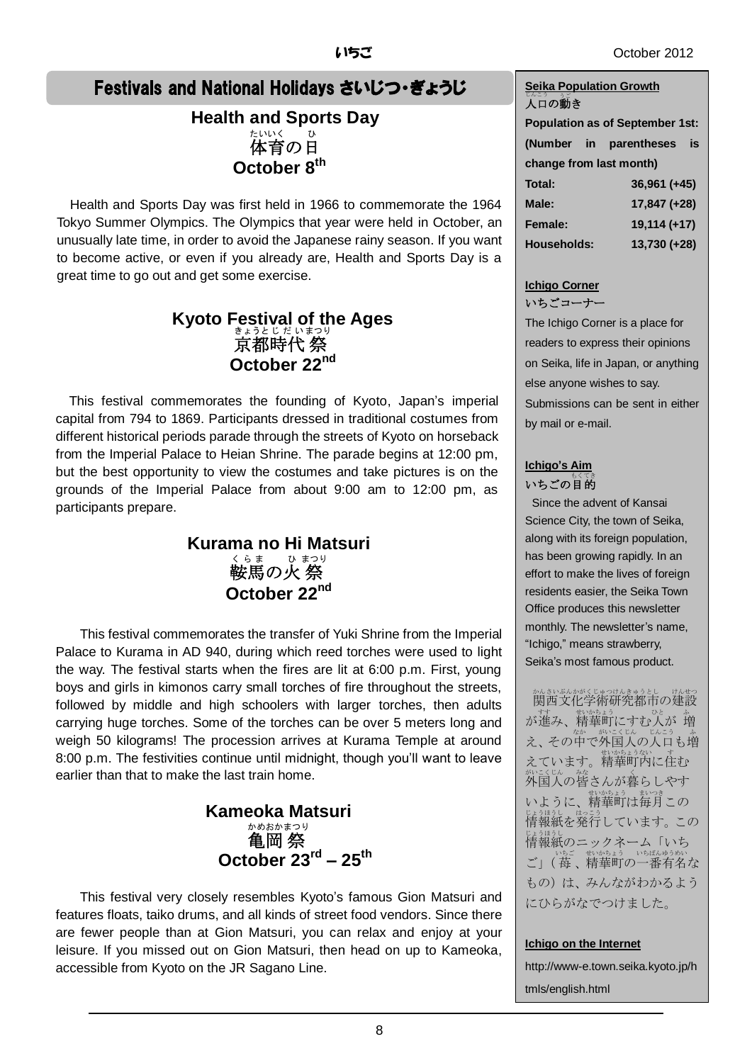# Festivals and National Holidays さいじつ・ぎょうじ

## Health and Sports Day

体育の日

October 8th

Health and Sports Day was first held in 1966 to commemorate the 1964 Tokyo Summer Olympics. The Olympics that year were held in October, an unusually late time, in order to avoid the Japanese rainy season. If you want to become active, or even if you already are, Health and Sports Day is a great time to go out and get some exercise.

## Kyoto Festival of the Ages

京都時代祭

October 22nd

This festival commemorates the founding of Kyoto, Japan's imperial capital from 794 to 1869. Participants dressed in traditional costumes from different historical periods parade through the streets of Kyoto on horseback from the Imperial Palace to Heian Shrine. The parade begins at 12:00 pm, but the best opportunity to view the costumes and take pictures is on the grounds of the Imperial Palace from about 9:00 am to 12:00 pm, as participants prepare.

## Kurama no Hi Matsuri

鞍馬の火祭

October 22nd

This festival commemorates the transfer of Yuki Shrine from the Imperial Palace to Kurama in AD 940, during which reed torches were used to light the way. The festival starts when the fires are lit at 6:00 p.m. First, young boys and girls in kimonos carry small torches of fire throughout the streets, followed by middle and high schoolers with larger torches, then adults carrying huge torches. Some of the torches can be over 5 meters long and weigh 50 kilograms! The procession arrives at Kurama Temple at around 8:00 p.m. The festivities continue until midnight, though you'll want to leave earlier than that to make the last train home.

## Kameoka Matsuri

亀岡祭

October 23rd – 25th

This festival very closely resembles Kyoto's famous Gion Matsuri and features floats, taiko drums, and all kinds of street food vendors. Since there are fewer people than at Gion Matsuri, you can relax and enjoy at your leisure. If you missed out on Gion Matsuri, then head on up to Kameoka, accessible from Kyoto on the JR Sagano Line.

---

### Seika Population Growth

人口の動き

**Population as of September 1st: (Number in parentheses is change from last month)**

| | |
|---|---|
| **Total:** | **36,961 (+45)** |
| **Male:** | **17,847 (+28)** |
| **Female:** | **19,114 (+17)** |
| **Households:** | **13,730 (+28)** |

### Ichigo Corner

いちごコーナー

The Ichigo Corner is a place for readers to express their opinions on Seika, life in Japan, or anything else anyone wishes to say. Submissions can be sent in either by mail or e-mail.

### Ichigo's Aim

いちごの目的

Since the advent of Kansai Science City, the town of Seika, along with its foreign population, has been growing rapidly. In an effort to make the lives of foreign residents easier, the Seika Town Office produces this newsletter monthly. The newsletter's name, "Ichigo," means strawberry, Seika's most famous product.

関西文化学術研究都市の建設が進み、精華町にすむ人が増え、その中で外国人の人口も増えています。精華町内に住む外国人の皆さんが暮らしやすいように、精華町は毎月この情報紙を発行しています。この情報紙のニックネーム「いちご」（苺、精華町の一番有名なもの）は、みんながわかるようにひらがなでつけました。

### Ichigo on the Internet

http://www-e.town.seika.kyoto.jp/htmls/english.html